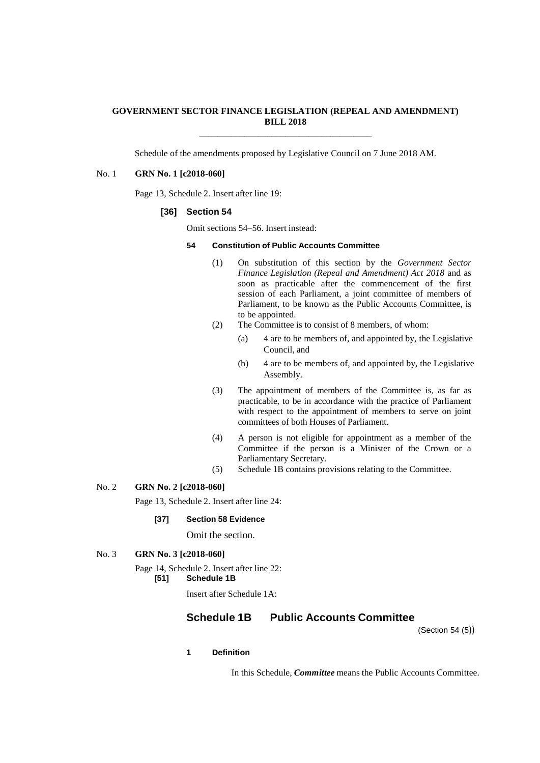**GOVERNMENT SECTOR FINANCE LEGISLATION (REPEAL AND AMENDMENT) BILL 2018**

---

Schedule of the amendments proposed by Legislative Council on 7 June 2018 AM.

No. 1 **GRN No. 1 [c2018-060]**

Page 13, Schedule 2. Insert after line 19:

**[36] Section 54**

Omit sections 54–56. Insert instead:

**54 Constitution of Public Accounts Committee**

(1) On substitution of this section by the *Government Sector Finance Legislation (Repeal and Amendment) Act 2018* and as soon as practicable after the commencement of the first session of each Parliament, a joint committee of members of Parliament, to be known as the Public Accounts Committee, is to be appointed.

(2) The Committee is to consist of 8 members, of whom:

(a) 4 are to be members of, and appointed by, the Legislative Council, and

(b) 4 are to be members of, and appointed by, the Legislative Assembly.

(3) The appointment of members of the Committee is, as far as practicable, to be in accordance with the practice of Parliament with respect to the appointment of members to serve on joint committees of both Houses of Parliament.

(4) A person is not eligible for appointment as a member of the Committee if the person is a Minister of the Crown or a Parliamentary Secretary.

(5) Schedule 1B contains provisions relating to the Committee.

No. 2 **GRN No. 2 [c2018-060]**

Page 13, Schedule 2. Insert after line 24:

**[37] Section 58 Evidence**

Omit the section.

No. 3 **GRN No. 3 [c2018-060]**

Page 14, Schedule 2. Insert after line 22:

**[51] Schedule 1B**

Insert after Schedule 1A:

## Schedule 1B Public Accounts Committee

(Section 54 (5))

**1 Definition**

In this Schedule, ***Committee*** means the Public Accounts Committee.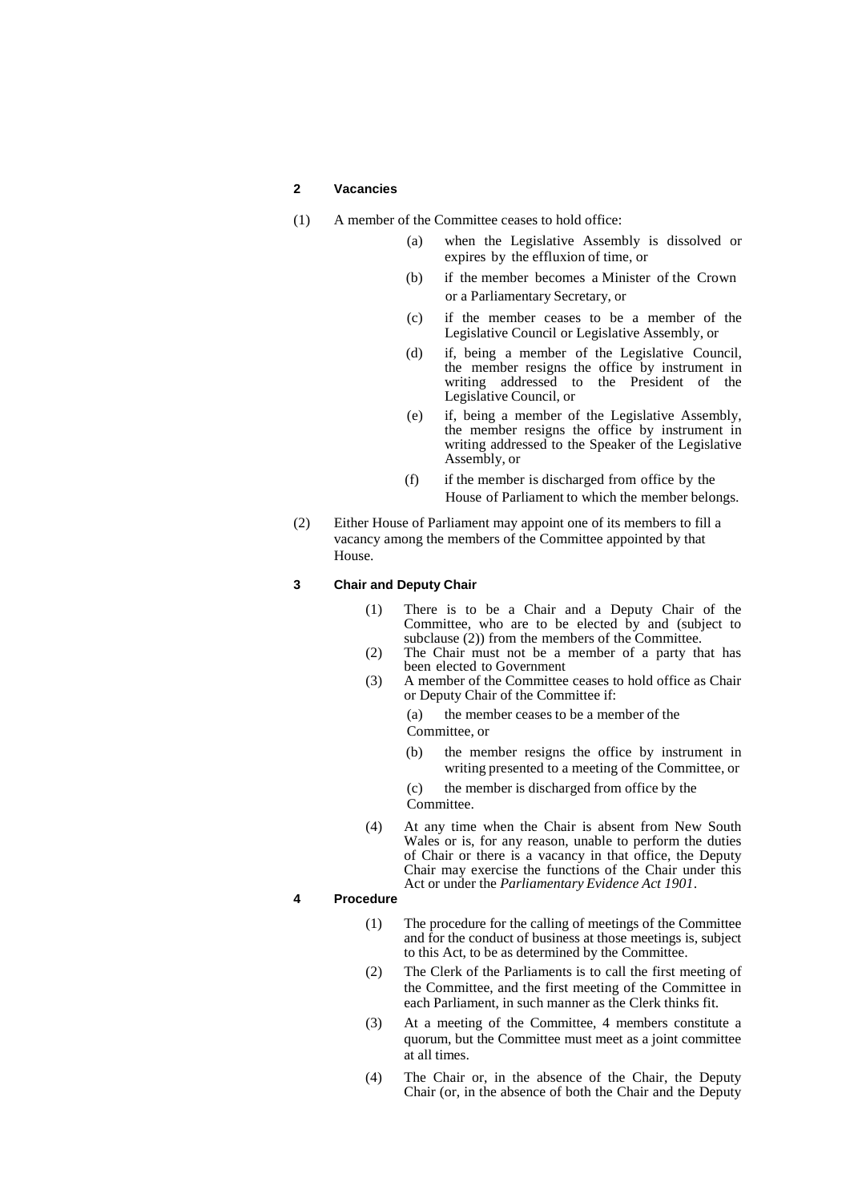**2 Vacancies**

(1) A member of the Committee ceases to hold office:

- (a) when the Legislative Assembly is dissolved or expires by the effluxion of time, or
- (b) if the member becomes a Minister of the Crown or a Parliamentary Secretary, or
- (c) if the member ceases to be a member of the Legislative Council or Legislative Assembly, or
- (d) if, being a member of the Legislative Council, the member resigns the office by instrument in writing addressed to the President of the Legislative Council, or
- (e) if, being a member of the Legislative Assembly, the member resigns the office by instrument in writing addressed to the Speaker of the Legislative Assembly, or
- (f) if the member is discharged from office by the House of Parliament to which the member belongs.

(2) Either House of Parliament may appoint one of its members to fill a vacancy among the members of the Committee appointed by that House.

**3 Chair and Deputy Chair**

(1) There is to be a Chair and a Deputy Chair of the Committee, who are to be elected by and (subject to subclause (2)) from the members of the Committee.

(2) The Chair must not be a member of a party that has been elected to Government

(3) A member of the Committee ceases to hold office as Chair or Deputy Chair of the Committee if:

- (a) the member ceases to be a member of the Committee, or
- (b) the member resigns the office by instrument in writing presented to a meeting of the Committee, or
- (c) the member is discharged from office by the Committee.

(4) At any time when the Chair is absent from New South Wales or is, for any reason, unable to perform the duties of Chair or there is a vacancy in that office, the Deputy Chair may exercise the functions of the Chair under this Act or under the *Parliamentary Evidence Act 1901*.

**4 Procedure**

(1) The procedure for the calling of meetings of the Committee and for the conduct of business at those meetings is, subject to this Act, to be as determined by the Committee.

(2) The Clerk of the Parliaments is to call the first meeting of the Committee, and the first meeting of the Committee in each Parliament, in such manner as the Clerk thinks fit.

(3) At a meeting of the Committee, 4 members constitute a quorum, but the Committee must meet as a joint committee at all times.

(4) The Chair or, in the absence of the Chair, the Deputy Chair (or, in the absence of both the Chair and the Deputy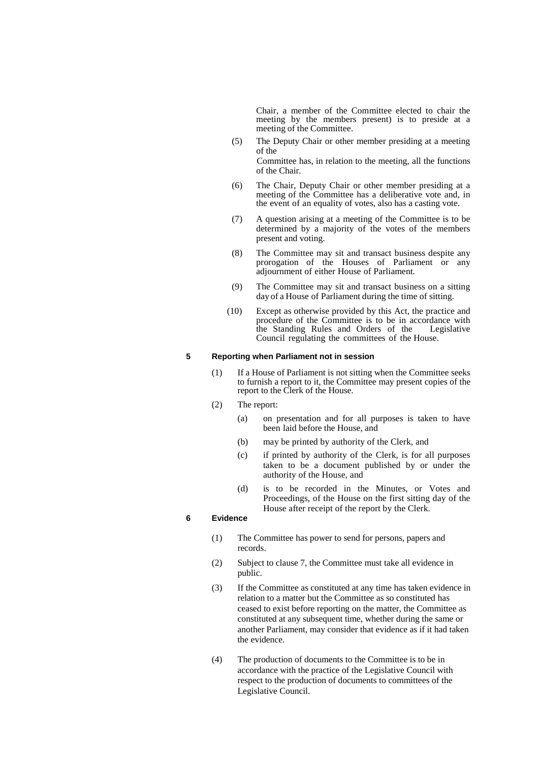Chair, a member of the Committee elected to chair the meeting by the members present) is to preside at a meeting of the Committee.

(5) The Deputy Chair or other member presiding at a meeting of the Committee has, in relation to the meeting, all the functions of the Chair.

(6) The Chair, Deputy Chair or other member presiding at a meeting of the Committee has a deliberative vote and, in the event of an equality of votes, also has a casting vote.

(7) A question arising at a meeting of the Committee is to be determined by a majority of the votes of the members present and voting.

(8) The Committee may sit and transact business despite any prorogation of the Houses of Parliament or any adjournment of either House of Parliament.

(9) The Committee may sit and transact business on a sitting day of a House of Parliament during the time of sitting.

(10) Except as otherwise provided by this Act, the practice and procedure of the Committee is to be in accordance with the Standing Rules and Orders of the Legislative Council regulating the committees of the House.

**5 Reporting when Parliament not in session**

(1) If a House of Parliament is not sitting when the Committee seeks to furnish a report to it, the Committee may present copies of the report to the Clerk of the House.

(2) The report:

(a) on presentation and for all purposes is taken to have been laid before the House, and

(b) may be printed by authority of the Clerk, and

(c) if printed by authority of the Clerk, is for all purposes taken to be a document published by or under the authority of the House, and

(d) is to be recorded in the Minutes, or Votes and Proceedings, of the House on the first sitting day of the House after receipt of the report by the Clerk.

**6 Evidence**

(1) The Committee has power to send for persons, papers and records.

(2) Subject to clause 7, the Committee must take all evidence in public.

(3) If the Committee as constituted at any time has taken evidence in relation to a matter but the Committee as so constituted has ceased to exist before reporting on the matter, the Committee as constituted at any subsequent time, whether during the same or another Parliament, may consider that evidence as if it had taken the evidence.

(4) The production of documents to the Committee is to be in accordance with the practice of the Legislative Council with respect to the production of documents to committees of the Legislative Council.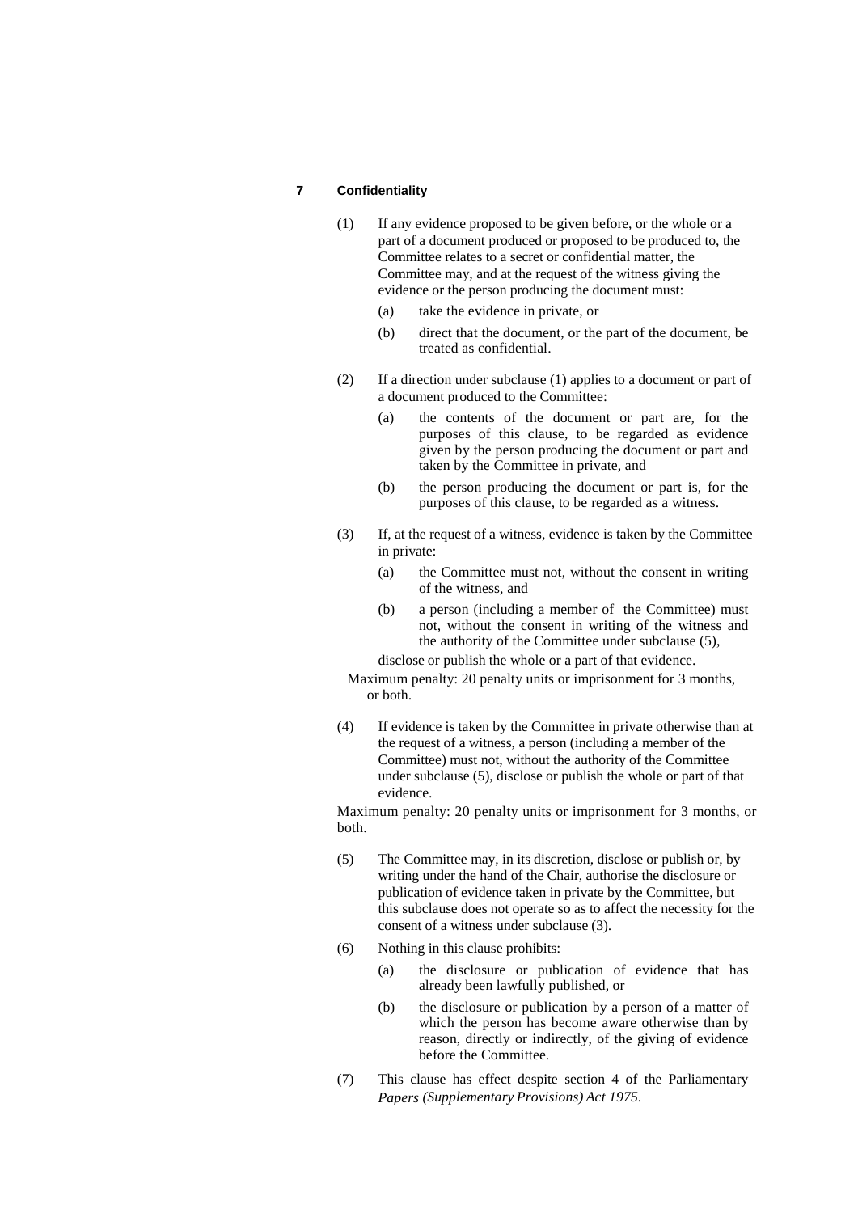### 7 Confidentiality

(1) If any evidence proposed to be given before, or the whole or a part of a document produced or proposed to be produced to, the Committee relates to a secret or confidential matter, the Committee may, and at the request of the witness giving the evidence or the person producing the document must:

- (a) take the evidence in private, or
- (b) direct that the document, or the part of the document, be treated as confidential.

(2) If a direction under subclause (1) applies to a document or part of a document produced to the Committee:

- (a) the contents of the document or part are, for the purposes of this clause, to be regarded as evidence given by the person producing the document or part and taken by the Committee in private, and
- (b) the person producing the document or part is, for the purposes of this clause, to be regarded as a witness.

(3) If, at the request of a witness, evidence is taken by the Committee in private:

- (a) the Committee must not, without the consent in writing of the witness, and
- (b) a person (including a member of the Committee) must not, without the consent in writing of the witness and the authority of the Committee under subclause (5),

disclose or publish the whole or a part of that evidence.

Maximum penalty: 20 penalty units or imprisonment for 3 months, or both.

(4) If evidence is taken by the Committee in private otherwise than at the request of a witness, a person (including a member of the Committee) must not, without the authority of the Committee under subclause (5), disclose or publish the whole or part of that evidence.

Maximum penalty: 20 penalty units or imprisonment for 3 months, or both.

(5) The Committee may, in its discretion, disclose or publish or, by writing under the hand of the Chair, authorise the disclosure or publication of evidence taken in private by the Committee, but this subclause does not operate so as to affect the necessity for the consent of a witness under subclause (3).

(6) Nothing in this clause prohibits:

- (a) the disclosure or publication of evidence that has already been lawfully published, or
- (b) the disclosure or publication by a person of a matter of which the person has become aware otherwise than by reason, directly or indirectly, of the giving of evidence before the Committee.

(7) This clause has effect despite section 4 of the Parliamentary *Papers (Supplementary Provisions) Act 1975*.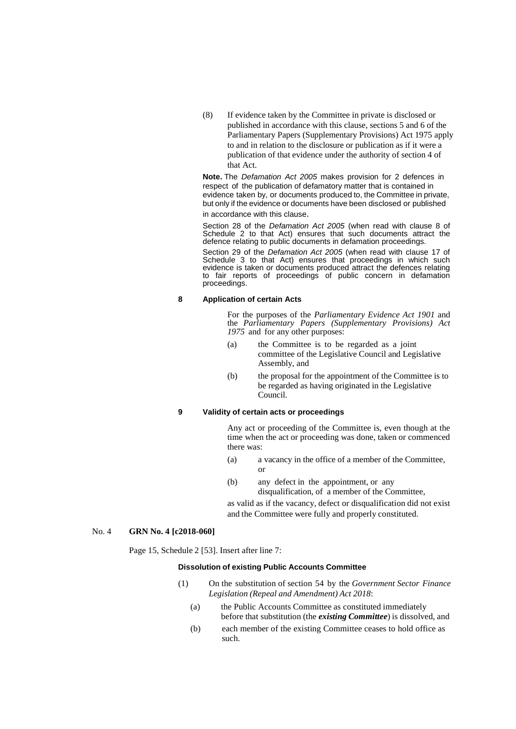(8) If evidence taken by the Committee in private is disclosed or published in accordance with this clause, sections 5 and 6 of the Parliamentary Papers (Supplementary Provisions) Act 1975 apply to and in relation to the disclosure or publication as if it were a publication of that evidence under the authority of section 4 of that Act.

**Note.** The *Defamation Act 2005* makes provision for 2 defences in respect of the publication of defamatory matter that is contained in evidence taken by, or documents produced to, the Committee in private, but only if the evidence or documents have been disclosed or published in accordance with this clause.

Section 28 of the *Defamation Act 2005* (when read with clause 8 of Schedule 2 to that Act) ensures that such documents attract the defence relating to public documents in defamation proceedings.

Section 29 of the *Defamation Act 2005* (when read with clause 17 of Schedule 3 to that Act) ensures that proceedings in which such evidence is taken or documents produced attract the defences relating to fair reports of proceedings of public concern in defamation proceedings.

**8 Application of certain Acts**

For the purposes of the *Parliamentary Evidence Act 1901* and the *Parliamentary Papers (Supplementary Provisions) Act 1975* and for any other purposes:

(a) the Committee is to be regarded as a joint committee of the Legislative Council and Legislative Assembly, and

(b) the proposal for the appointment of the Committee is to be regarded as having originated in the Legislative Council.

**9 Validity of certain acts or proceedings**

Any act or proceeding of the Committee is, even though at the time when the act or proceeding was done, taken or commenced there was:

(a) a vacancy in the office of a member of the Committee, or

(b) any defect in the appointment, or any disqualification, of a member of the Committee,

as valid as if the vacancy, defect or disqualification did not exist and the Committee were fully and properly constituted.

No. 4 **GRN No. 4 [c2018-060]**

Page 15, Schedule 2 [53]. Insert after line 7:

**Dissolution of existing Public Accounts Committee**

(1) On the substitution of section 54 by the *Government Sector Finance Legislation (Repeal and Amendment) Act 2018*:

(a) the Public Accounts Committee as constituted immediately before that substitution (the ***existing Committee***) is dissolved, and

(b) each member of the existing Committee ceases to hold office as such.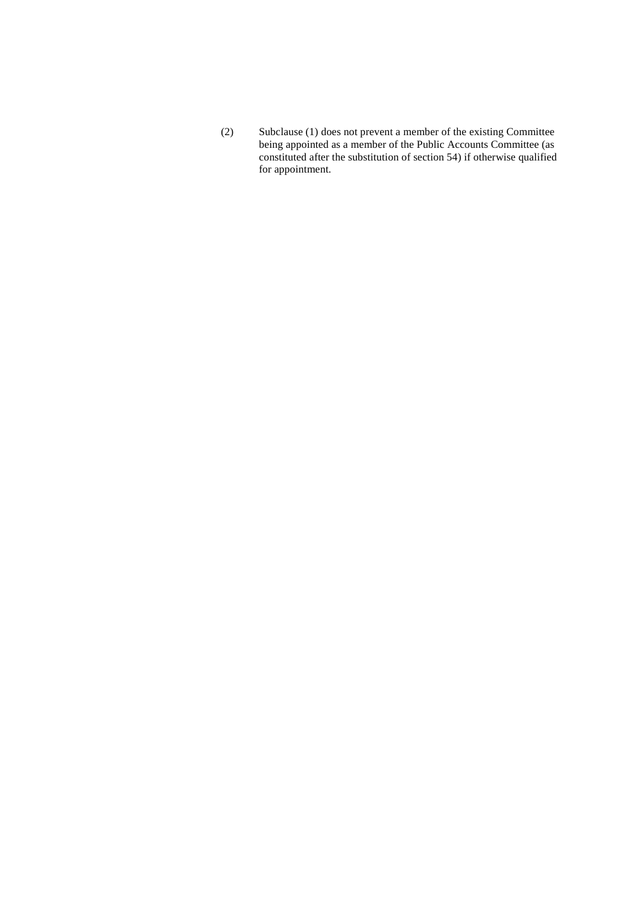(2) Subclause (1) does not prevent a member of the existing Committee being appointed as a member of the Public Accounts Committee (as constituted after the substitution of section 54) if otherwise qualified for appointment.